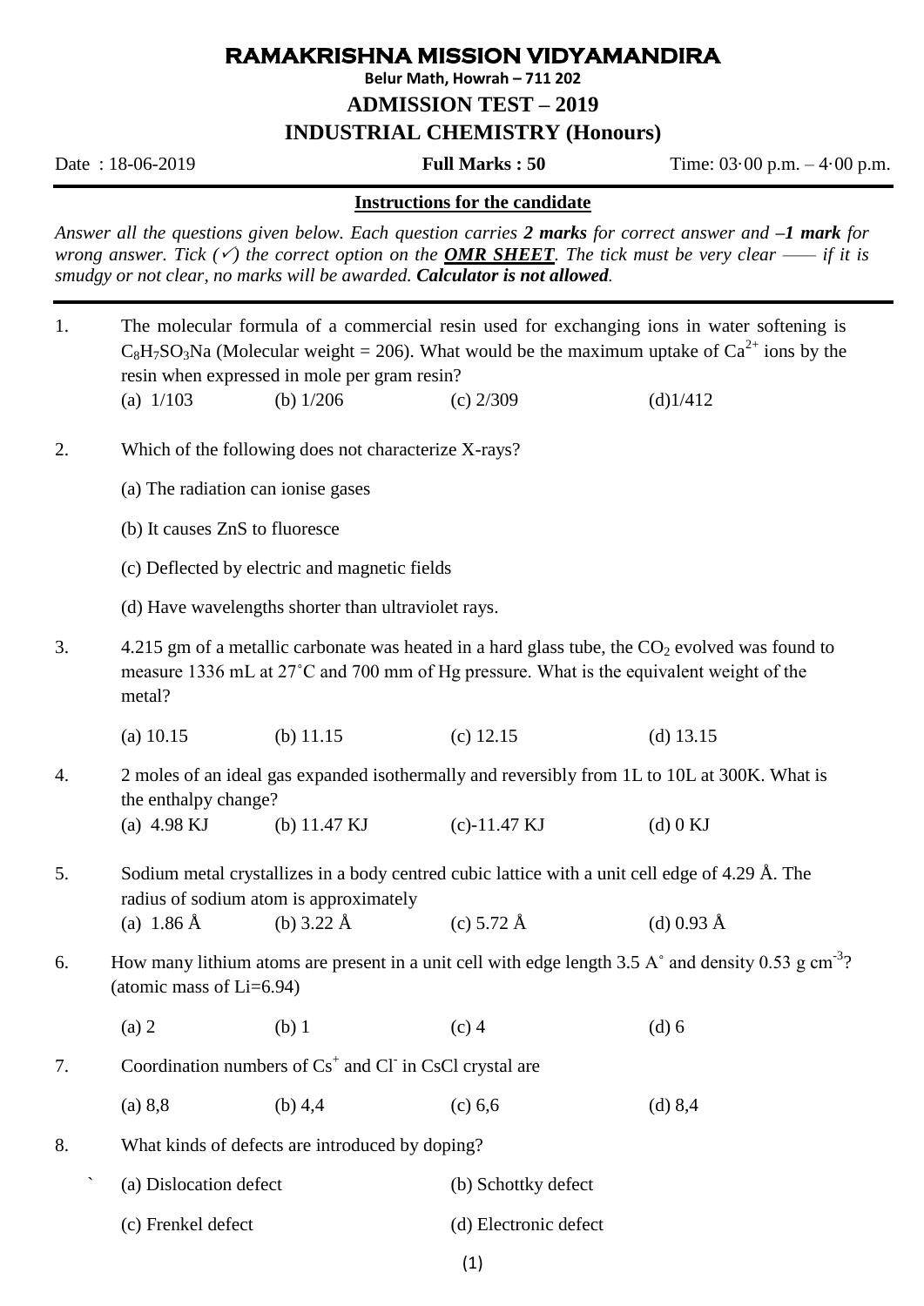# RAMAKRISHNA MISSION VIDYAMANDIRA

**Belur Math, Howrah – 711 202**

## ADMISSION TEST – 2019

## INDUSTRIAL CHEMISTRY (Honours)

Date : 18-06-2019 **Full Marks : 50** Time: 03·00 p.m. – 4·00 p.m.

**Instructions for the candidate**

*Answer all the questions given below. Each question carries* ***2 marks*** *for correct answer and* ***–1 mark*** *for wrong answer. Tick (✓) the correct option on the* ***OMR SHEET****. The tick must be very clear —— if it is smudgy or not clear, no marks will be awarded.* ***Calculator is not allowed****.*

---

1. The molecular formula of a commercial resin used for exchanging ions in water softening is $C_8H_7SO_3Na$ (Molecular weight = 206). What would be the maximum uptake of $Ca^{2+}$ ions by the resin when expressed in mole per gram resin?

   (a) 1/103 (b) 1/206 (c) 2/309 (d) 1/412

2. Which of the following does not characterize X-rays?

   (a) The radiation can ionise gases

   (b) It causes ZnS to fluoresce

   (c) Deflected by electric and magnetic fields

   (d) Have wavelengths shorter than ultraviolet rays.

3. 4.215 gm of a metallic carbonate was heated in a hard glass tube, the $CO_2$ evolved was found to measure 1336 mL at 27˚C and 700 mm of Hg pressure. What is the equivalent weight of the metal?

   (a) 10.15 (b) 11.15 (c) 12.15 (d) 13.15

4. 2 moles of an ideal gas expanded isothermally and reversibly from 1L to 10L at 300K. What is the enthalpy change?

   (a) 4.98 KJ (b) 11.47 KJ (c) -11.47 KJ (d) 0 KJ

5. Sodium metal crystallizes in a body centred cubic lattice with a unit cell edge of 4.29 Å. The radius of sodium atom is approximately

   (a) 1.86 Å (b) 3.22 Å (c) 5.72 Å (d) 0.93 Å

6. How many lithium atoms are present in a unit cell with edge length 3.5 A˚ and density 0.53 g $cm^{-3}$? (atomic mass of Li=6.94)

   (a) 2 (b) 1 (c) 4 (d) 6

7. Coordination numbers of $Cs^+$ and $Cl^-$ in CsCl crystal are

   (a) 8,8 (b) 4,4 (c) 6,6 (d) 8,4

8. What kinds of defects are introduced by doping?

   (a) Dislocation defect (b) Schottky defect

   (c) Frenkel defect (d) Electronic defect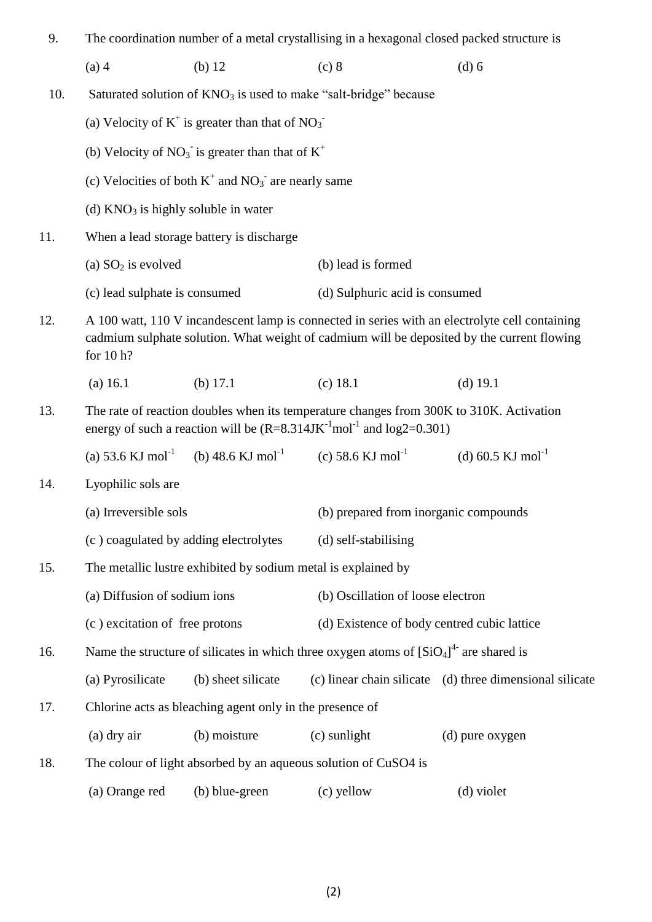9. The coordination number of a metal crystallising in a hexagonal closed packed structure is

   (a) 4 (b) 12 (c) 8 (d) 6

10. Saturated solution of $KNO_3$ is used to make "salt-bridge" because

    (a) Velocity of $K^+$ is greater than that of $NO_3^-$

    (b) Velocity of $NO_3^-$ is greater than that of $K^+$

    (c) Velocities of both $K^+$ and $NO_3^-$ are nearly same

    (d) $KNO_3$ is highly soluble in water

11. When a lead storage battery is discharge

    (a) $SO_2$ is evolved (b) lead is formed

    (c) lead sulphate is consumed (d) Sulphuric acid is consumed

12. A 100 watt, 110 V incandescent lamp is connected in series with an electrolyte cell containing cadmium sulphate solution. What weight of cadmium will be deposited by the current flowing for 10 h?

    (a) 16.1 (b) 17.1 (c) 18.1 (d) 19.1

13. The rate of reaction doubles when its temperature changes from 300K to 310K. Activation energy of such a reaction will be ($R=8.314JK^{-1}mol^{-1}$ and $\log 2=0.301$)

    (a) 53.6 KJ $mol^{-1}$ (b) 48.6 KJ $mol^{-1}$ (c) 58.6 KJ $mol^{-1}$ (d) 60.5 KJ $mol^{-1}$

14. Lyophilic sols are

    (a) Irreversible sols (b) prepared from inorganic compounds

    (c ) coagulated by adding electrolytes (d) self-stabilising

15. The metallic lustre exhibited by sodium metal is explained by

    (a) Diffusion of sodium ions (b) Oscillation of loose electron

    (c ) excitation of free protons (d) Existence of body centred cubic lattice

16. Name the structure of silicates in which three oxygen atoms of $[SiO_4]^{4-}$ are shared is

    (a) Pyrosilicate (b) sheet silicate (c) linear chain silicate (d) three dimensional silicate

17. Chlorine acts as bleaching agent only in the presence of

    (a) dry air (b) moisture (c) sunlight (d) pure oxygen

18. The colour of light absorbed by an aqueous solution of CuSO4 is

    (a) Orange red (b) blue-green (c) yellow (d) violet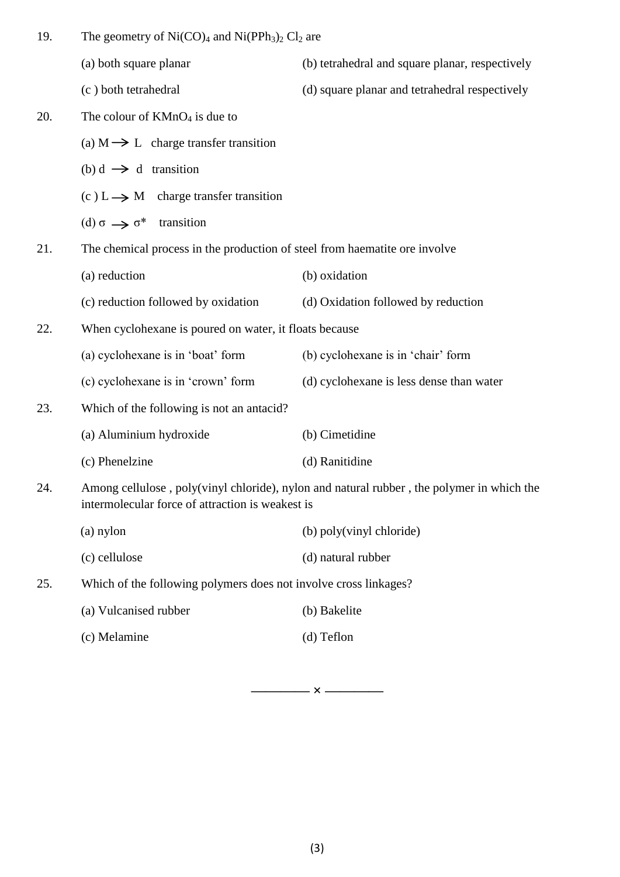19. The geometry of $Ni(CO)_4$ and $Ni(PPh_3)_2 Cl_2$ are

(a) both square planar

(b) tetrahedral and square planar, respectively

(c ) both tetrahedral

(d) square planar and tetrahedral respectively

20. The colour of $KMnO_4$ is due to

(a) $M \rightarrow L$ charge transfer transition

(b) $d \rightarrow d$ transition

(c ) $L \rightarrow M$ charge transfer transition

(d) $\sigma \rightarrow \sigma^*$ transition

21. The chemical process in the production of steel from haematite ore involve

(a) reduction

(b) oxidation

(c) reduction followed by oxidation

(d) Oxidation followed by reduction

22. When cyclohexane is poured on water, it floats because

(a) cyclohexane is in 'boat' form

(b) cyclohexane is in 'chair' form

(c) cyclohexane is in 'crown' form

(d) cyclohexane is less dense than water

23. Which of the following is not an antacid?

(a) Aluminium hydroxide

(b) Cimetidine

(c) Phenelzine

(d) Ranitidine

24. Among cellulose , poly(vinyl chloride), nylon and natural rubber , the polymer in which the intermolecular force of attraction is weakest is

(a) nylon

(b) poly(vinyl chloride)

(c) cellulose

(d) natural rubber

25. Which of the following polymers does not involve cross linkages?

(a) Vulcanised rubber

(b) Bakelite

(c) Melamine

(d) Teflon

———— × ————